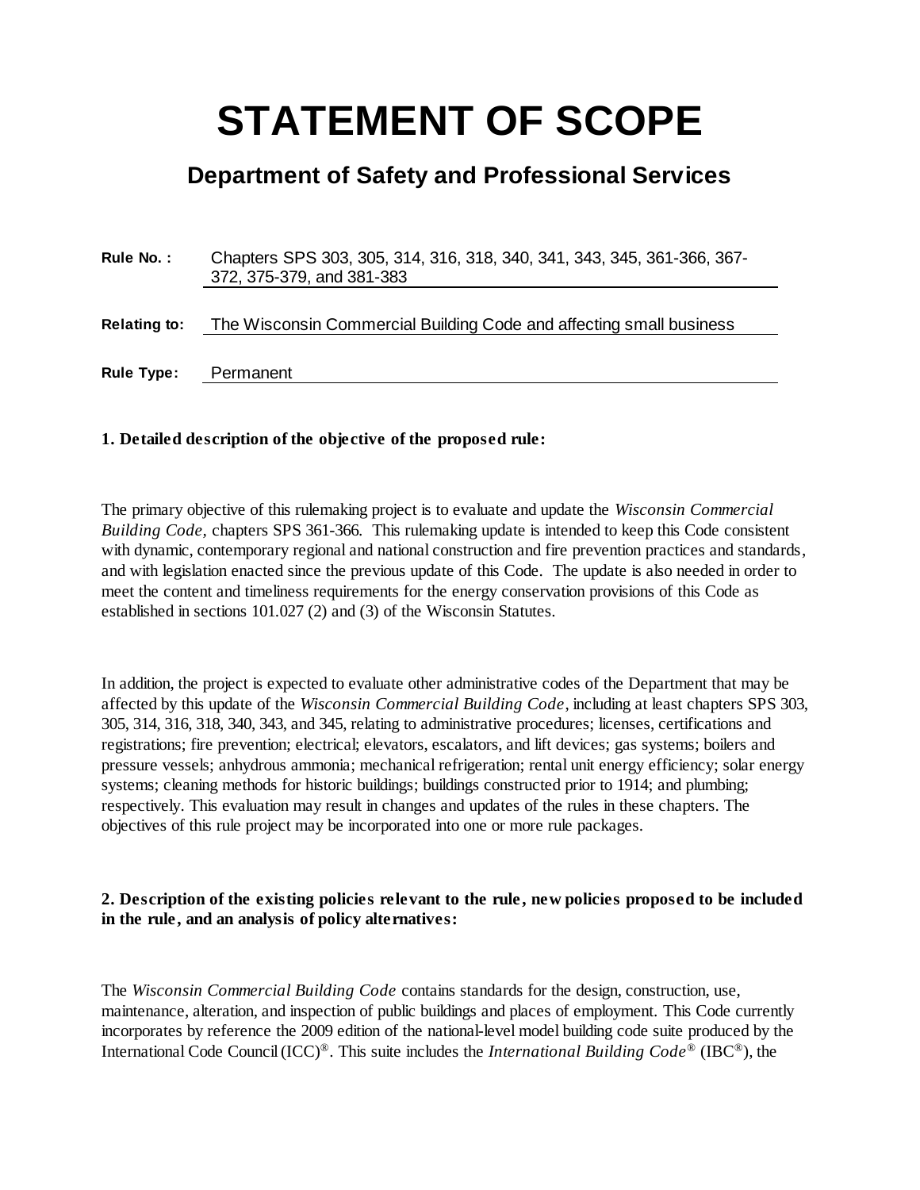# STATEMENT OF SCOPE

## Department of Safety and Professional Services

**Rule No. :** Chapters SPS 303, 305, 314, 316, 318, 340, 341, 343, 345, 361-366, 367-372, 375-379, and 381-383

**Relating to:** The Wisconsin Commercial Building Code and affecting small business

**Rule Type:** Permanent

**1. Detailed description of the objective of the proposed rule:**

The primary objective of this rulemaking project is to evaluate and update the *Wisconsin Commercial Building Code*, chapters SPS 361-366. This rulemaking update is intended to keep this Code consistent with dynamic, contemporary regional and national construction and fire prevention practices and standards, and with legislation enacted since the previous update of this Code. The update is also needed in order to meet the content and timeliness requirements for the energy conservation provisions of this Code as established in sections 101.027 (2) and (3) of the Wisconsin Statutes.

In addition, the project is expected to evaluate other administrative codes of the Department that may be affected by this update of the *Wisconsin Commercial Building Code*, including at least chapters SPS 303, 305, 314, 316, 318, 340, 343, and 345, relating to administrative procedures; licenses, certifications and registrations; fire prevention; electrical; elevators, escalators, and lift devices; gas systems; boilers and pressure vessels; anhydrous ammonia; mechanical refrigeration; rental unit energy efficiency; solar energy systems; cleaning methods for historic buildings; buildings constructed prior to 1914; and plumbing; respectively. This evaluation may result in changes and updates of the rules in these chapters. The objectives of this rule project may be incorporated into one or more rule packages.

**2. Description of the existing policies relevant to the rule, new policies proposed to be included in the rule, and an analysis of policy alternatives:**

The *Wisconsin Commercial Building Code* contains standards for the design, construction, use, maintenance, alteration, and inspection of public buildings and places of employment. This Code currently incorporates by reference the 2009 edition of the national-level model building code suite produced by the International Code Council (ICC)®. This suite includes the *International Building Code®* (IBC®), the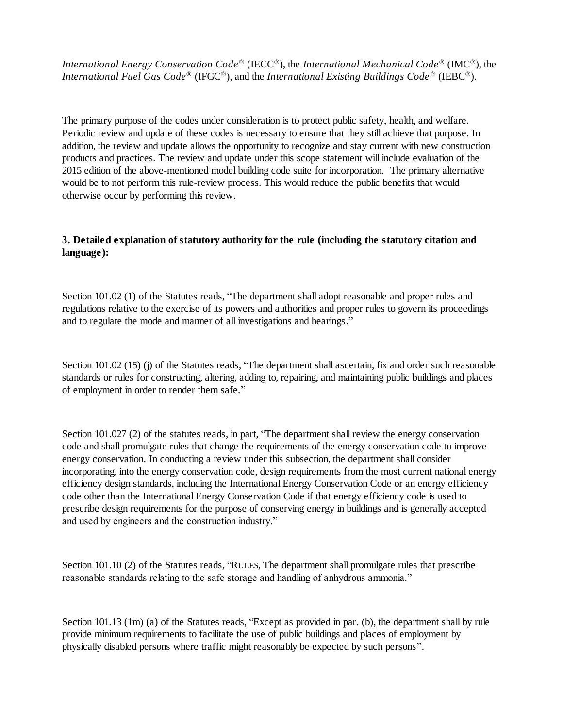*International Energy Conservation Code®* (IECC®), the *International Mechanical Code®* (IMC®), the *International Fuel Gas Code®* (IFGC®), and the *International Existing Buildings Code®* (IEBC®).

The primary purpose of the codes under consideration is to protect public safety, health, and welfare. Periodic review and update of these codes is necessary to ensure that they still achieve that purpose. In addition, the review and update allows the opportunity to recognize and stay current with new construction products and practices. The review and update under this scope statement will include evaluation of the 2015 edition of the above-mentioned model building code suite for incorporation. The primary alternative would be to not perform this rule-review process. This would reduce the public benefits that would otherwise occur by performing this review.

**3. Detailed explanation of statutory authority for the rule (including the statutory citation and language):**

Section 101.02 (1) of the Statutes reads, "The department shall adopt reasonable and proper rules and regulations relative to the exercise of its powers and authorities and proper rules to govern its proceedings and to regulate the mode and manner of all investigations and hearings."

Section 101.02 (15) (j) of the Statutes reads, "The department shall ascertain, fix and order such reasonable standards or rules for constructing, altering, adding to, repairing, and maintaining public buildings and places of employment in order to render them safe."

Section 101.027 (2) of the statutes reads, in part, "The department shall review the energy conservation code and shall promulgate rules that change the requirements of the energy conservation code to improve energy conservation. In conducting a review under this subsection, the department shall consider incorporating, into the energy conservation code, design requirements from the most current national energy efficiency design standards, including the International Energy Conservation Code or an energy efficiency code other than the International Energy Conservation Code if that energy efficiency code is used to prescribe design requirements for the purpose of conserving energy in buildings and is generally accepted and used by engineers and the construction industry."

Section 101.10 (2) of the Statutes reads, "RULES, The department shall promulgate rules that prescribe reasonable standards relating to the safe storage and handling of anhydrous ammonia."

Section 101.13 (1m) (a) of the Statutes reads, "Except as provided in par. (b), the department shall by rule provide minimum requirements to facilitate the use of public buildings and places of employment by physically disabled persons where traffic might reasonably be expected by such persons".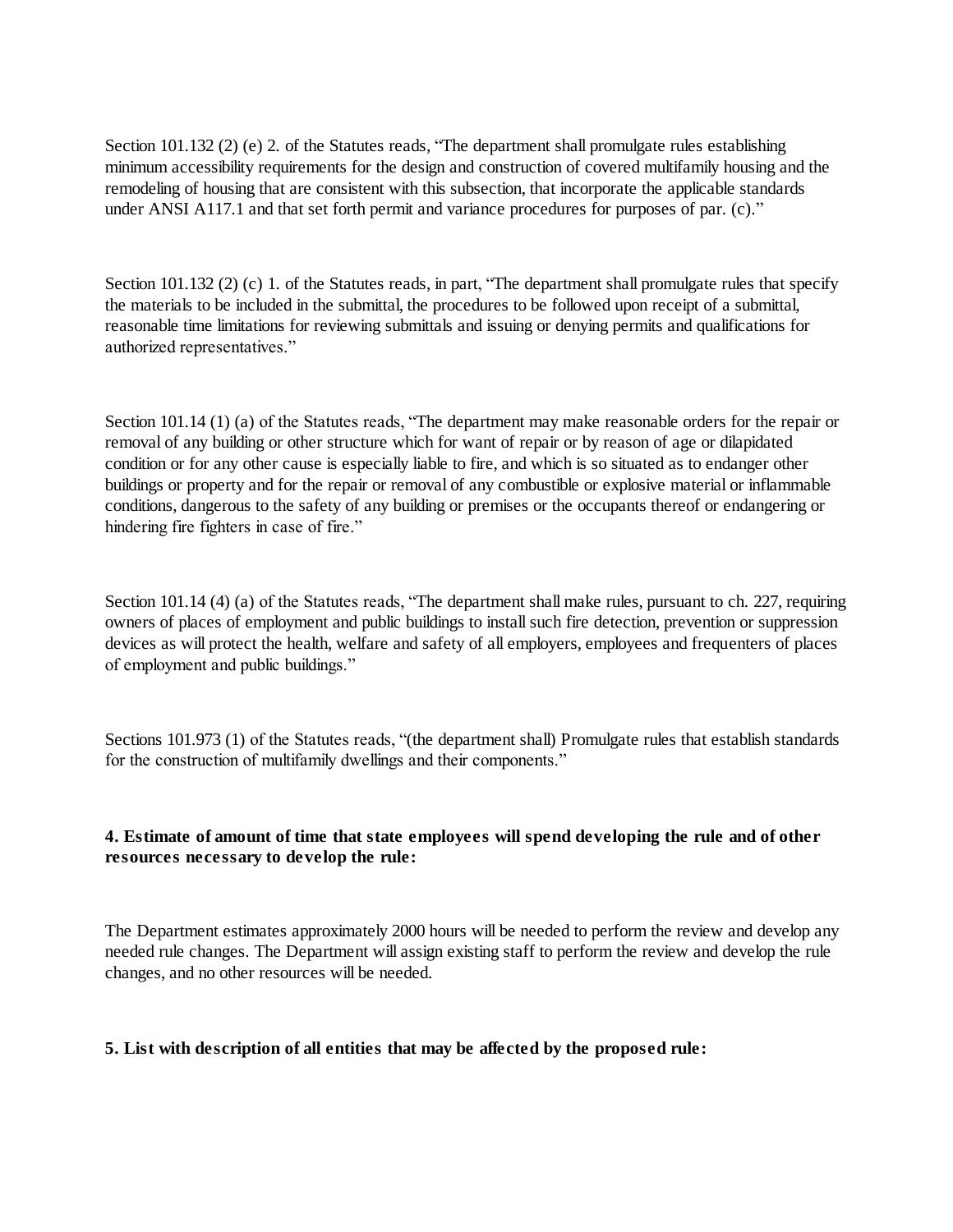Section 101.132 (2) (e) 2. of the Statutes reads, “The department shall promulgate rules establishing minimum accessibility requirements for the design and construction of covered multifamily housing and the remodeling of housing that are consistent with this subsection, that incorporate the applicable standards under ANSI A117.1 and that set forth permit and variance procedures for purposes of par. (c).”

Section 101.132 (2) (c) 1. of the Statutes reads, in part, “The department shall promulgate rules that specify the materials to be included in the submittal, the procedures to be followed upon receipt of a submittal, reasonable time limitations for reviewing submittals and issuing or denying permits and qualifications for authorized representatives.”

Section 101.14 (1) (a) of the Statutes reads, “The department may make reasonable orders for the repair or removal of any building or other structure which for want of repair or by reason of age or dilapidated condition or for any other cause is especially liable to fire, and which is so situated as to endanger other buildings or property and for the repair or removal of any combustible or explosive material or inflammable conditions, dangerous to the safety of any building or premises or the occupants thereof or endangering or hindering fire fighters in case of fire.”

Section 101.14 (4) (a) of the Statutes reads, “The department shall make rules, pursuant to ch. 227, requiring owners of places of employment and public buildings to install such fire detection, prevention or suppression devices as will protect the health, welfare and safety of all employers, employees and frequenters of places of employment and public buildings.”

Sections 101.973 (1) of the Statutes reads, “(the department shall) Promulgate rules that establish standards for the construction of multifamily dwellings and their components.”

**4. Estimate of amount of time that state employees will spend developing the rule and of other resources necessary to develop the rule:**

The Department estimates approximately 2000 hours will be needed to perform the review and develop any needed rule changes. The Department will assign existing staff to perform the review and develop the rule changes, and no other resources will be needed.

**5. List with description of all entities that may be affected by the proposed rule:**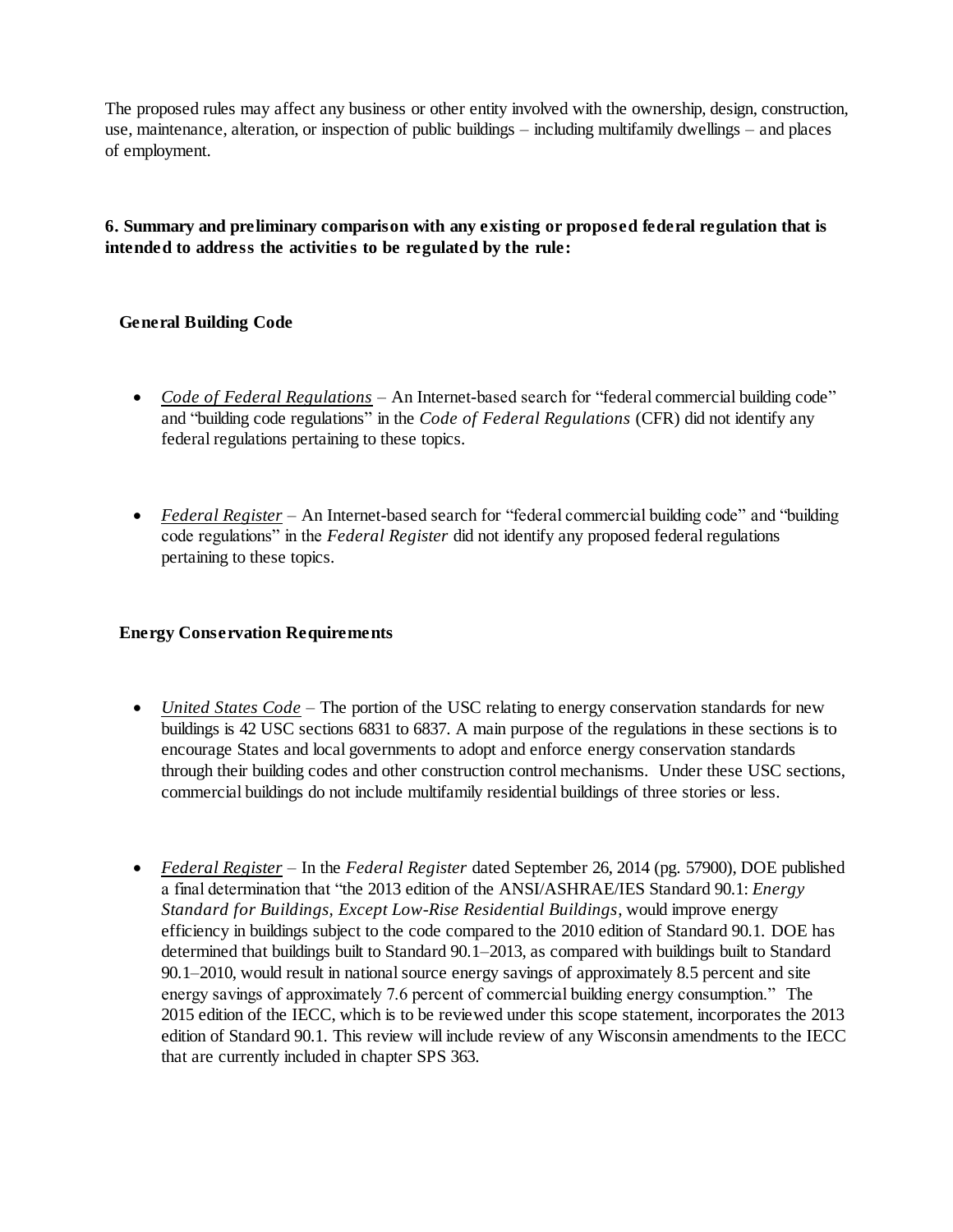The proposed rules may affect any business or other entity involved with the ownership, design, construction, use, maintenance, alteration, or inspection of public buildings – including multifamily dwellings – and places of employment.

**6. Summary and preliminary comparison with any existing or proposed federal regulation that is intended to address the activities to be regulated by the rule:**

**General Building Code**

- *Code of Federal Regulations* – An Internet-based search for "federal commercial building code" and "building code regulations" in the *Code of Federal Regulations* (CFR) did not identify any federal regulations pertaining to these topics.

- *Federal Register* – An Internet-based search for "federal commercial building code" and "building code regulations" in the *Federal Register* did not identify any proposed federal regulations pertaining to these topics.

**Energy Conservation Requirements**

- *United States Code* – The portion of the USC relating to energy conservation standards for new buildings is 42 USC sections 6831 to 6837. A main purpose of the regulations in these sections is to encourage States and local governments to adopt and enforce energy conservation standards through their building codes and other construction control mechanisms. Under these USC sections, commercial buildings do not include multifamily residential buildings of three stories or less.

- *Federal Register* – In the *Federal Register* dated September 26, 2014 (pg. 57900), DOE published a final determination that "the 2013 edition of the ANSI/ASHRAE/IES Standard 90.1: *Energy Standard for Buildings, Except Low-Rise Residential Buildings*, would improve energy efficiency in buildings subject to the code compared to the 2010 edition of Standard 90.1. DOE has determined that buildings built to Standard 90.1–2013, as compared with buildings built to Standard 90.1–2010, would result in national source energy savings of approximately 8.5 percent and site energy savings of approximately 7.6 percent of commercial building energy consumption." The 2015 edition of the IECC, which is to be reviewed under this scope statement, incorporates the 2013 edition of Standard 90.1. This review will include review of any Wisconsin amendments to the IECC that are currently included in chapter SPS 363.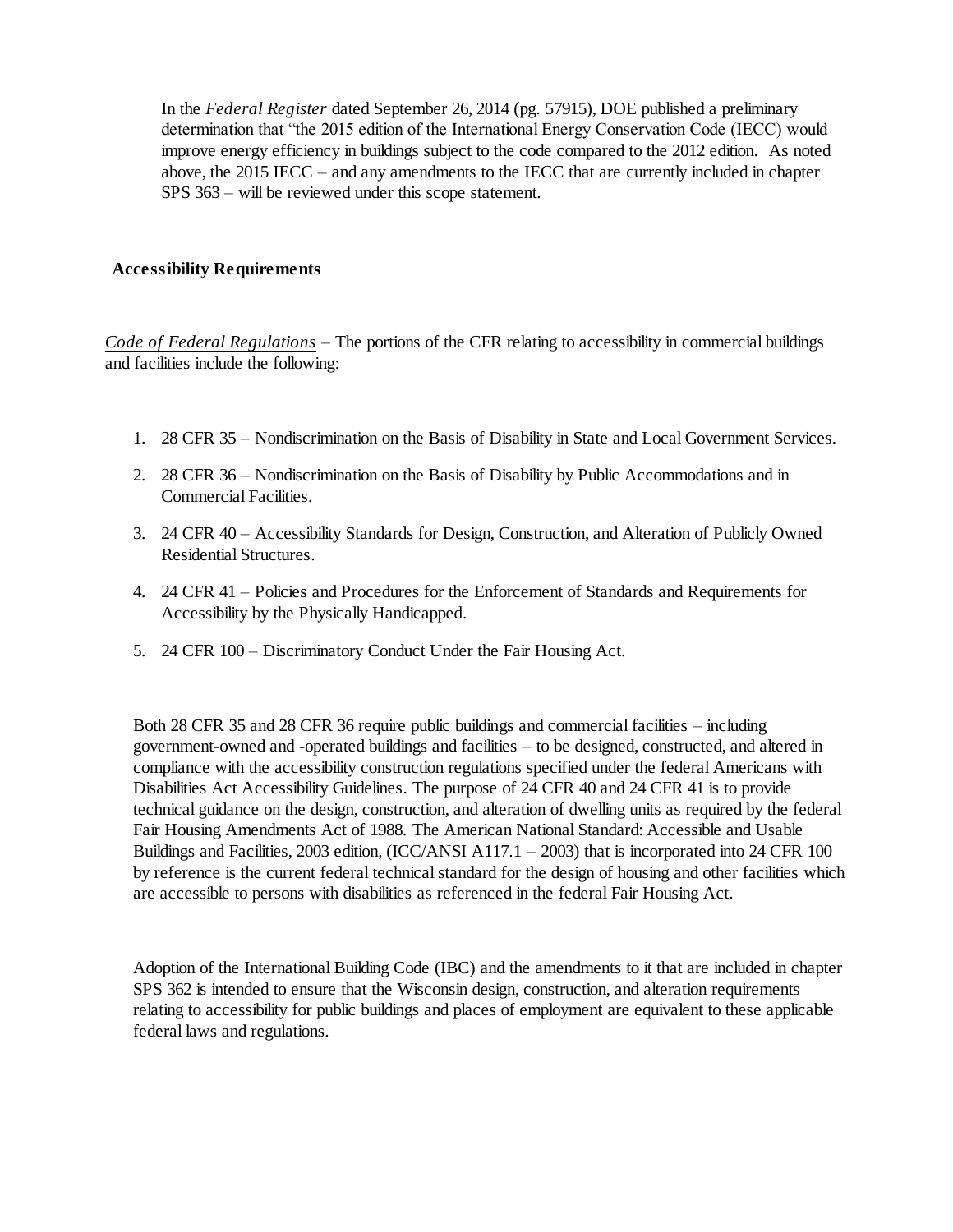In the *Federal Register* dated September 26, 2014 (pg. 57915), DOE published a preliminary determination that "the 2015 edition of the International Energy Conservation Code (IECC) would improve energy efficiency in buildings subject to the code compared to the 2012 edition. As noted above, the 2015 IECC – and any amendments to the IECC that are currently included in chapter SPS 363 – will be reviewed under this scope statement.

**Accessibility Requirements**

*Code of Federal Regulations* – The portions of the CFR relating to accessibility in commercial buildings and facilities include the following:

1. 28 CFR 35 – Nondiscrimination on the Basis of Disability in State and Local Government Services.
2. 28 CFR 36 – Nondiscrimination on the Basis of Disability by Public Accommodations and in Commercial Facilities.
3. 24 CFR 40 – Accessibility Standards for Design, Construction, and Alteration of Publicly Owned Residential Structures.
4. 24 CFR 41 – Policies and Procedures for the Enforcement of Standards and Requirements for Accessibility by the Physically Handicapped.
5. 24 CFR 100 – Discriminatory Conduct Under the Fair Housing Act.

Both 28 CFR 35 and 28 CFR 36 require public buildings and commercial facilities – including government-owned and -operated buildings and facilities – to be designed, constructed, and altered in compliance with the accessibility construction regulations specified under the federal Americans with Disabilities Act Accessibility Guidelines. The purpose of 24 CFR 40 and 24 CFR 41 is to provide technical guidance on the design, construction, and alteration of dwelling units as required by the federal Fair Housing Amendments Act of 1988. The American National Standard: Accessible and Usable Buildings and Facilities, 2003 edition, (ICC/ANSI A117.1 – 2003) that is incorporated into 24 CFR 100 by reference is the current federal technical standard for the design of housing and other facilities which are accessible to persons with disabilities as referenced in the federal Fair Housing Act.

Adoption of the International Building Code (IBC) and the amendments to it that are included in chapter SPS 362 is intended to ensure that the Wisconsin design, construction, and alteration requirements relating to accessibility for public buildings and places of employment are equivalent to these applicable federal laws and regulations.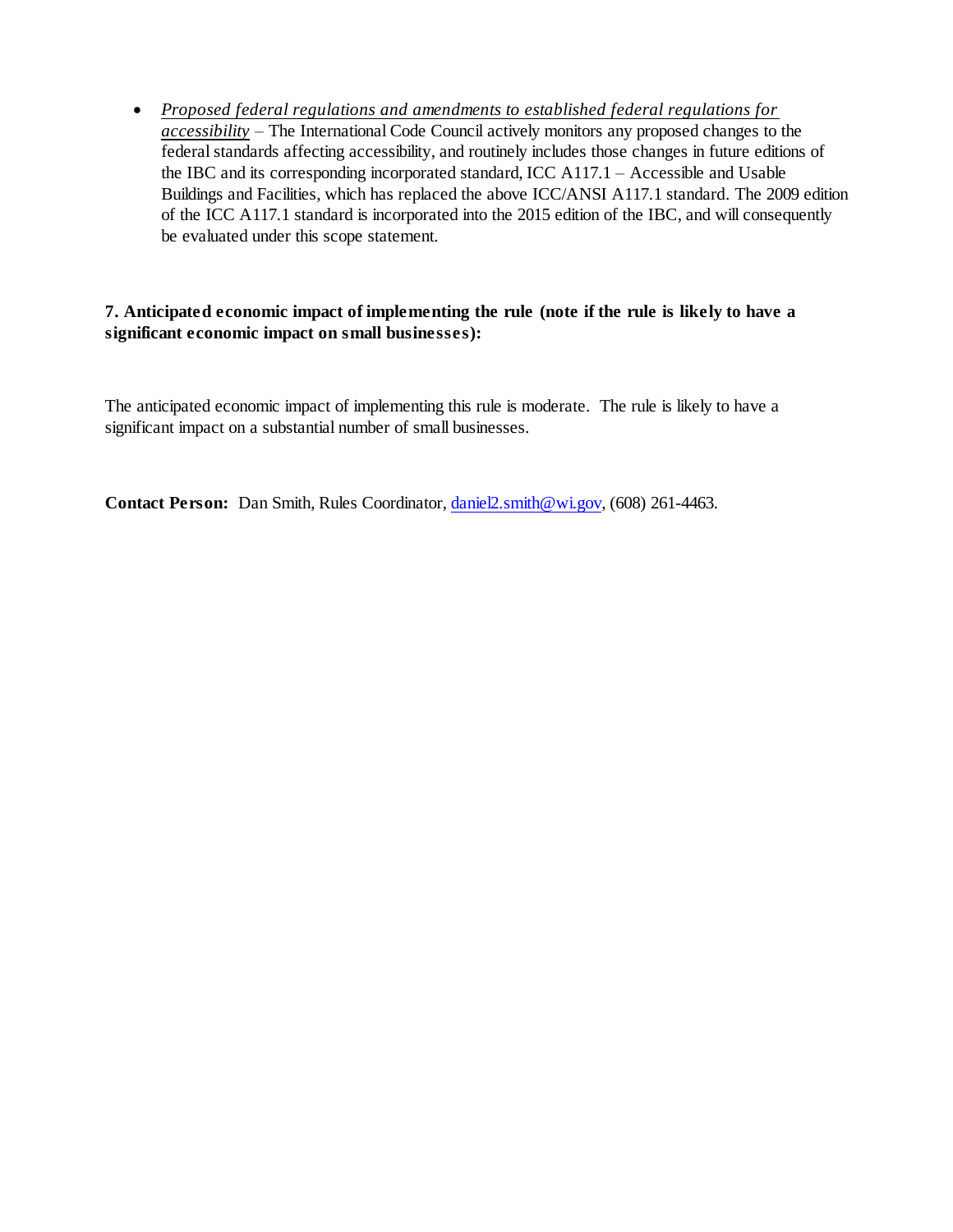- *Proposed federal regulations and amendments to established federal regulations for accessibility* – The International Code Council actively monitors any proposed changes to the federal standards affecting accessibility, and routinely includes those changes in future editions of the IBC and its corresponding incorporated standard, ICC A117.1 – Accessible and Usable Buildings and Facilities, which has replaced the above ICC/ANSI A117.1 standard. The 2009 edition of the ICC A117.1 standard is incorporated into the 2015 edition of the IBC, and will consequently be evaluated under this scope statement.

**7. Anticipated economic impact of implementing the rule (note if the rule is likely to have a significant economic impact on small businesses):**

The anticipated economic impact of implementing this rule is moderate. The rule is likely to have a significant impact on a substantial number of small businesses.

**Contact Person:** Dan Smith, Rules Coordinator, daniel2.smith@wi.gov, (608) 261-4463.